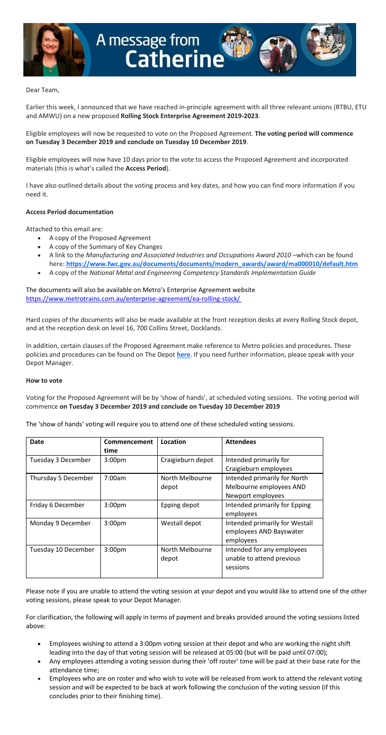# A message from Catherine

Dear Team,

Earlier this week, I announced that we have reached in-principle agreement with all three relevant unions (RTBU, ETU and AMWU) on a new proposed **Rolling Stock Enterprise Agreement 2019-2023**.

Eligible employees will now be requested to vote on the Proposed Agreement. **The voting period will commence on Tuesday 3 December 2019 and conclude on Tuesday 10 December 2019**.

Eligible employees will now have 10 days prior to the vote to access the Proposed Agreement and incorporated materials (this is what's called the **Access Period**).

I have also outlined details about the voting process and key dates, and how you can find more information if you need it.

**Access Period documentation**

Attached to this email are:

- A copy of the Proposed Agreement
- A copy of the Summary of Key Changes
- A link to the *Manufacturing and Associated Industries and Occupations Award 2010* –which can be found here: **https://www.fwc.gov.au/documents/documents/modern_awards/award/ma000010/default.htm**
- A copy of the *National Metal and Engineering Competency Standards Implementation Guide*

The documents will also be available on Metro's Enterprise Agreement website https://www.metrotrains.com.au/enterprise-agreement/ea-rolling-stock/

Hard copies of the documents will also be made available at the front reception desks at every Rolling Stock depot, and at the reception desk on level 16, 700 Collins Street, Docklands.

In addition, certain clauses of the Proposed Agreement make reference to Metro policies and procedures. These policies and procedures can be found on The Depot **here**. If you need further information, please speak with your Depot Manager.

**How to vote**

Voting for the Proposed Agreement will be by 'show of hands', at scheduled voting sessions. The voting period will commence **on Tuesday 3 December 2019 and conclude on Tuesday 10 December 2019**

The 'show of hands' voting will require you to attend one of these scheduled voting sessions.

| Date | Commencement time | Location | Attendees |
|---|---|---|---|
| Tuesday 3 December | 3:00pm | Craigieburn depot | Intended primarily for Craigieburn employees |
| Thursday 5 December | 7:00am | North Melbourne depot | Intended primarily for North Melbourne employees AND Newport employees |
| Friday 6 December | 3:00pm | Epping depot | Intended primarily for Epping employees |
| Monday 9 December | 3:00pm | Westall depot | Intended primarily for Westall employees AND Bayswater employees |
| Tuesday 10 December | 3:00pm | North Melbourne depot | Intended for any employees unable to attend previous sessions |

Please note if you are unable to attend the voting session at your depot and you would like to attend one of the other voting sessions, please speak to your Depot Manager.

For clarification, the following will apply in terms of payment and breaks provided around the voting sessions listed above:

- Employees wishing to attend a 3:00pm voting session at their depot and who are working the night shift leading into the day of that voting session will be released at 05:00 (but will be paid until 07:00);
- Any employees attending a voting session during their 'off roster' time will be paid at their base rate for the attendance time;
- Employees who are on roster and who wish to vote will be released from work to attend the relevant voting session and will be expected to be back at work following the conclusion of the voting session (if this concludes prior to their finishing time).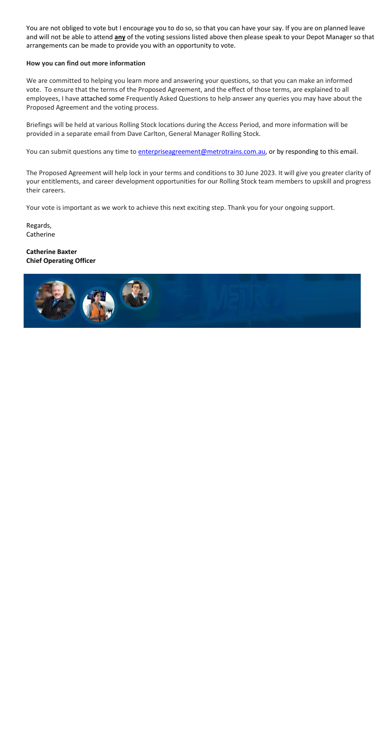You are not obliged to vote but I encourage you to do so, so that you can have your say. If you are on planned leave and will not be able to attend **any** of the voting sessions listed above then please speak to your Depot Manager so that arrangements can be made to provide you with an opportunity to vote.

**How you can find out more information**

We are committed to helping you learn more and answering your questions, so that you can make an informed vote. To ensure that the terms of the Proposed Agreement, and the effect of those terms, are explained to all employees, I have attached some Frequently Asked Questions to help answer any queries you may have about the Proposed Agreement and the voting process.

Briefings will be held at various Rolling Stock locations during the Access Period, and more information will be provided in a separate email from Dave Carlton, General Manager Rolling Stock.

You can submit questions any time to enterpriseagreement@metrotrains.com.au, or by responding to this email.

The Proposed Agreement will help lock in your terms and conditions to 30 June 2023. It will give you greater clarity of your entitlements, and career development opportunities for our Rolling Stock team members to upskill and progress their careers.

Your vote is important as we work to achieve this next exciting step. Thank you for your ongoing support.

Regards,
Catherine

**Catherine Baxter**
**Chief Operating Officer**